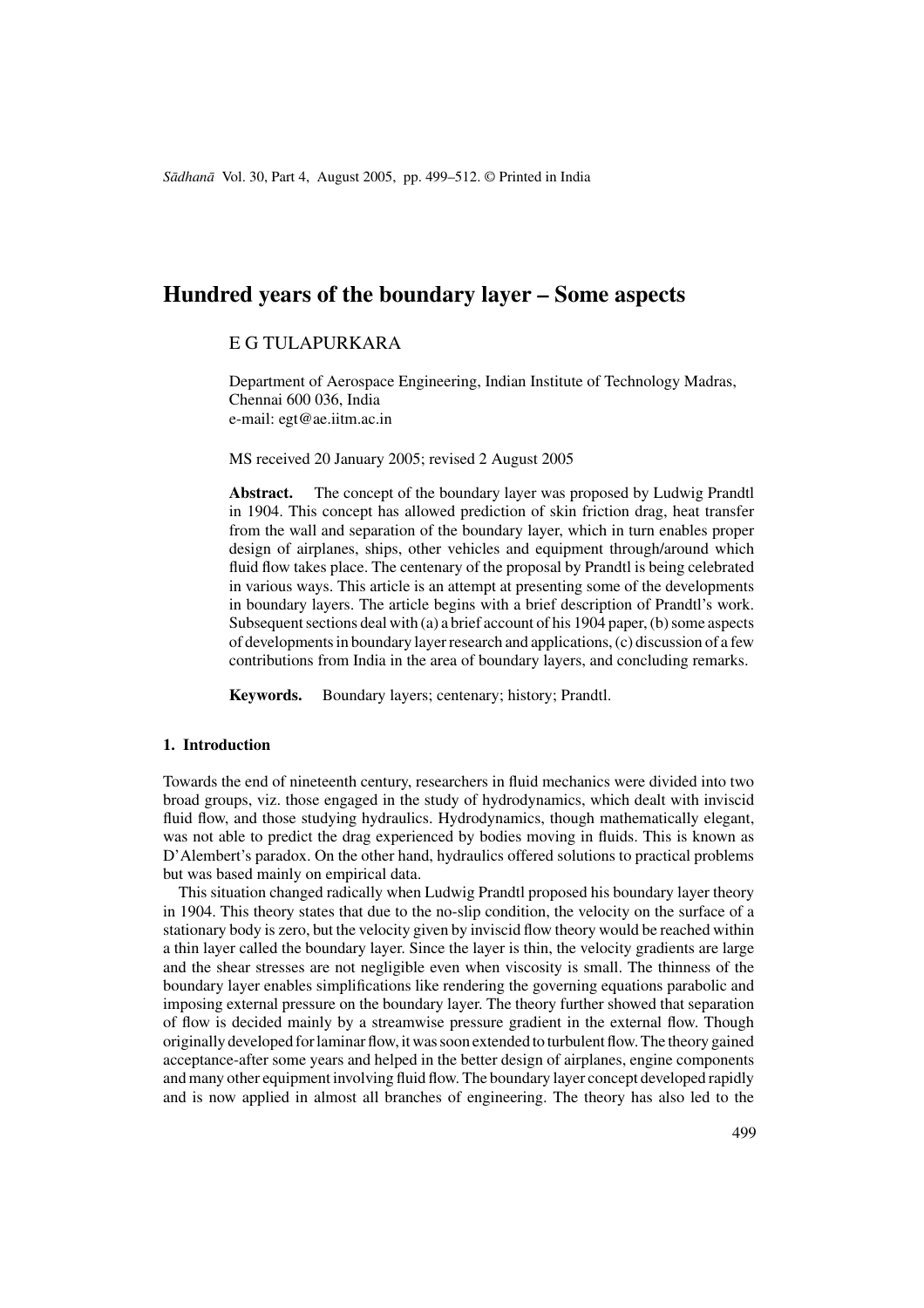# Hundred years of the boundary layer – Some aspects

E G TULAPURKARA

Department of Aerospace Engineering, Indian Institute of Technology Madras, Chennai 600 036, India
e-mail: egt@ae.iitm.ac.in

MS received 20 January 2005; revised 2 August 2005

**Abstract.** The concept of the boundary layer was proposed by Ludwig Prandtl in 1904. This concept has allowed prediction of skin friction drag, heat transfer from the wall and separation of the boundary layer, which in turn enables proper design of airplanes, ships, other vehicles and equipment through/around which fluid flow takes place. The centenary of the proposal by Prandtl is being celebrated in various ways. This article is an attempt at presenting some of the developments in boundary layers. The article begins with a brief description of Prandtl's work. Subsequent sections deal with (a) a brief account of his 1904 paper, (b) some aspects of developments in boundary layer research and applications, (c) discussion of a few contributions from India in the area of boundary layers, and concluding remarks.

**Keywords.** Boundary layers; centenary; history; Prandtl.

## 1. Introduction

Towards the end of nineteenth century, researchers in fluid mechanics were divided into two broad groups, viz. those engaged in the study of hydrodynamics, which dealt with inviscid fluid flow, and those studying hydraulics. Hydrodynamics, though mathematically elegant, was not able to predict the drag experienced by bodies moving in fluids. This is known as D'Alembert's paradox. On the other hand, hydraulics offered solutions to practical problems but was based mainly on empirical data.

This situation changed radically when Ludwig Prandtl proposed his boundary layer theory in 1904. This theory states that due to the no-slip condition, the velocity on the surface of a stationary body is zero, but the velocity given by inviscid flow theory would be reached within a thin layer called the boundary layer. Since the layer is thin, the velocity gradients are large and the shear stresses are not negligible even when viscosity is small. The thinness of the boundary layer enables simplifications like rendering the governing equations parabolic and imposing external pressure on the boundary layer. The theory further showed that separation of flow is decided mainly by a streamwise pressure gradient in the external flow. Though originally developed for laminar flow, it was soon extended to turbulent flow. The theory gained acceptance-after some years and helped in the better design of airplanes, engine components and many other equipment involving fluid flow. The boundary layer concept developed rapidly and is now applied in almost all branches of engineering. The theory has also led to the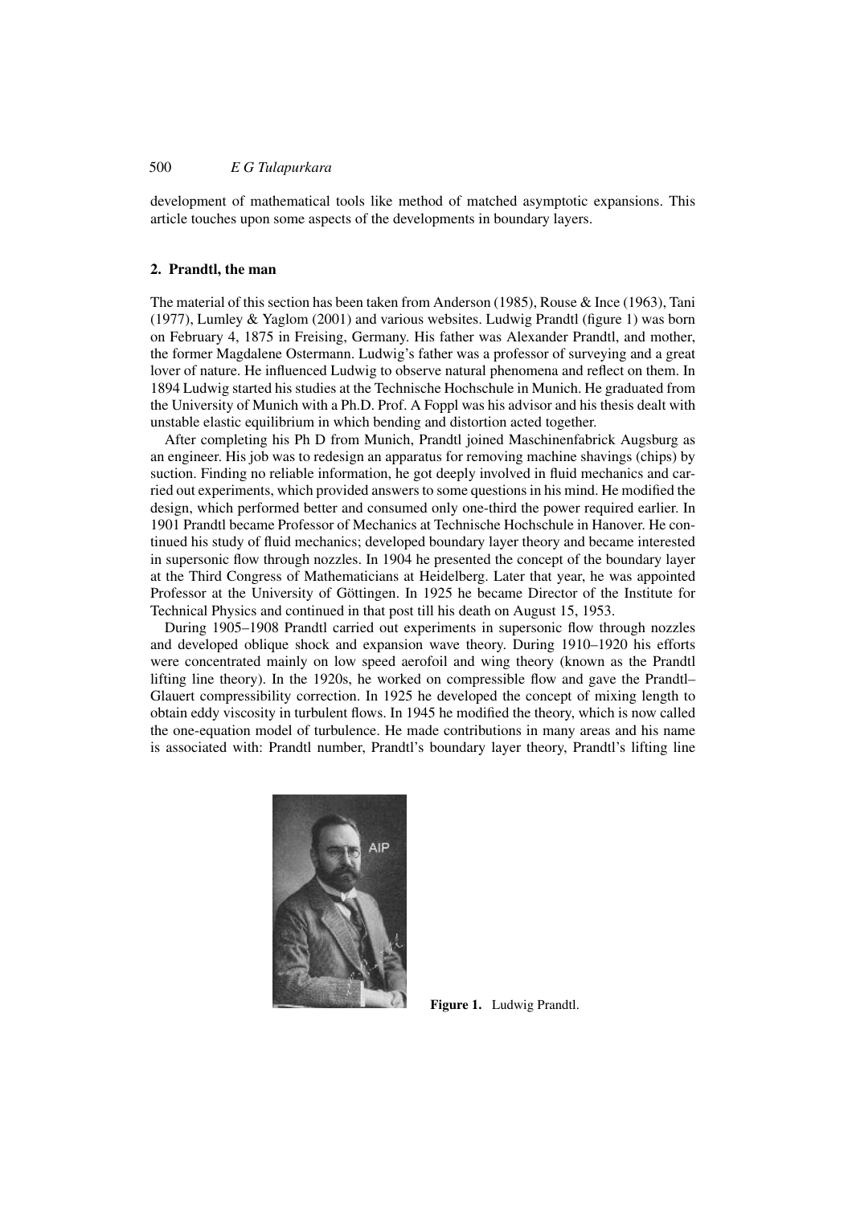development of mathematical tools like method of matched asymptotic expansions. This article touches upon some aspects of the developments in boundary layers.

## 2. Prandtl, the man

The material of this section has been taken from Anderson (1985), Rouse & Ince (1963), Tani (1977), Lumley & Yaglom (2001) and various websites. Ludwig Prandtl (figure 1) was born on February 4, 1875 in Freising, Germany. His father was Alexander Prandtl, and mother, the former Magdalene Ostermann. Ludwig's father was a professor of surveying and a great lover of nature. He influenced Ludwig to observe natural phenomena and reflect on them. In 1894 Ludwig started his studies at the Technische Hochschule in Munich. He graduated from the University of Munich with a Ph.D. Prof. A Foppl was his advisor and his thesis dealt with unstable elastic equilibrium in which bending and distortion acted together.

After completing his Ph D from Munich, Prandtl joined Maschinenfabrick Augsburg as an engineer. His job was to redesign an apparatus for removing machine shavings (chips) by suction. Finding no reliable information, he got deeply involved in fluid mechanics and carried out experiments, which provided answers to some questions in his mind. He modified the design, which performed better and consumed only one-third the power required earlier. In 1901 Prandtl became Professor of Mechanics at Technische Hochschule in Hanover. He continued his study of fluid mechanics; developed boundary layer theory and became interested in supersonic flow through nozzles. In 1904 he presented the concept of the boundary layer at the Third Congress of Mathematicians at Heidelberg. Later that year, he was appointed Professor at the University of Göttingen. In 1925 he became Director of the Institute for Technical Physics and continued in that post till his death on August 15, 1953.

During 1905–1908 Prandtl carried out experiments in supersonic flow through nozzles and developed oblique shock and expansion wave theory. During 1910–1920 his efforts were concentrated mainly on low speed aerofoil and wing theory (known as the Prandtl lifting line theory). In the 1920s, he worked on compressible flow and gave the Prandtl–Glauert compressibility correction. In 1925 he developed the concept of mixing length to obtain eddy viscosity in turbulent flows. In 1945 he modified the theory, which is now called the one-equation model of turbulence. He made contributions in many areas and his name is associated with: Prandtl number, Prandtl's boundary layer theory, Prandtl's lifting line

**Figure 1.** Ludwig Prandtl.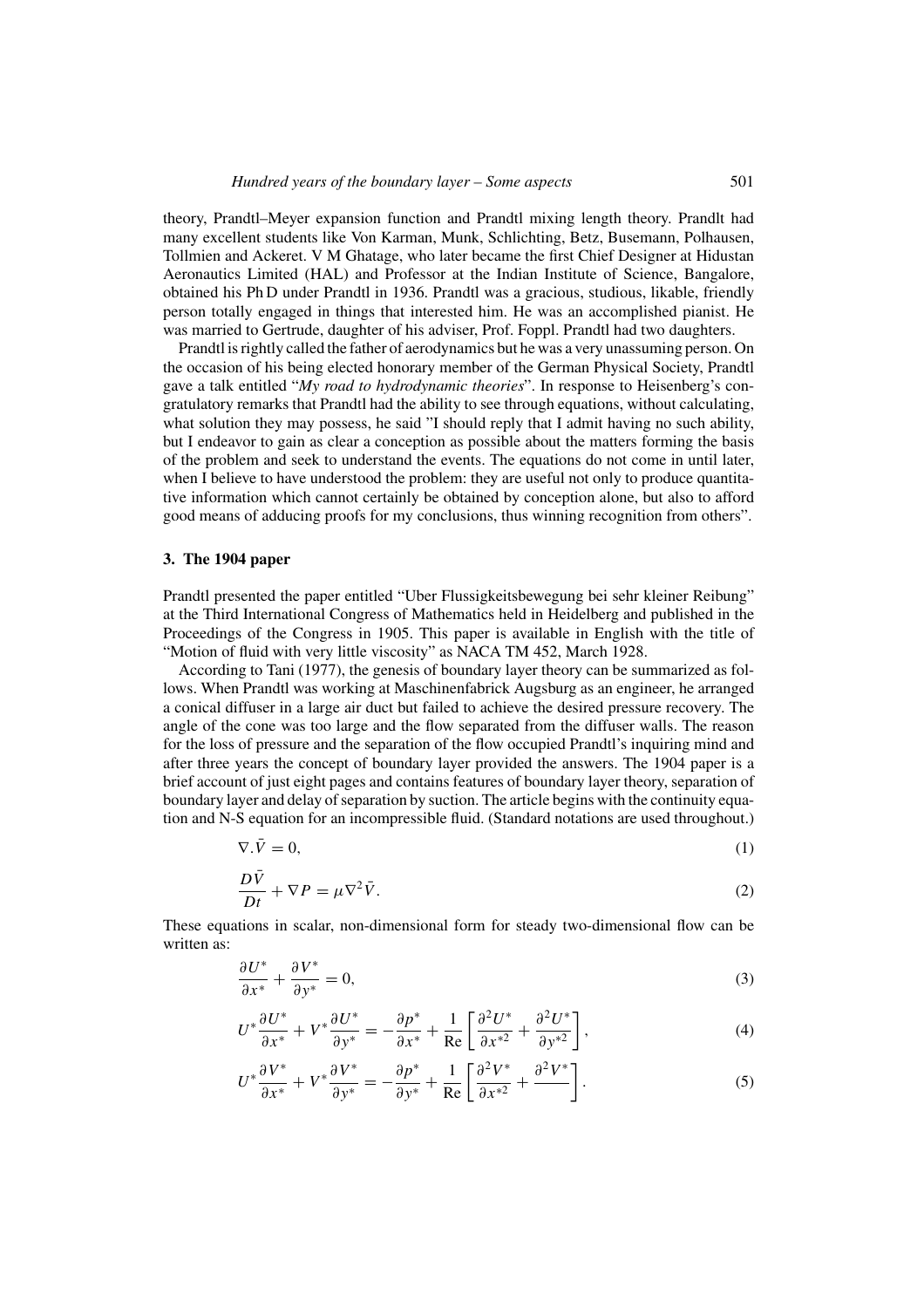theory, Prandtl–Meyer expansion function and Prandtl mixing length theory. Prandtl had many excellent students like Von Karman, Munk, Schlichting, Betz, Busemann, Polhausen, Tollmien and Ackeret. V M Ghatage, who later became the first Chief Designer at Hidustan Aeronautics Limited (HAL) and Professor at the Indian Institute of Science, Bangalore, obtained his Ph D under Prandtl in 1936. Prandtl was a gracious, studious, likable, friendly person totally engaged in things that interested him. He was an accomplished pianist. He was married to Gertrude, daughter of his adviser, Prof. Foppl. Prandtl had two daughters.

Prandtl is rightly called the father of aerodynamics but he was a very unassuming person. On the occasion of his being elected honorary member of the German Physical Society, Prandtl gave a talk entitled "*My road to hydrodynamic theories*". In response to Heisenberg's congratulatory remarks that Prandtl had the ability to see through equations, without calculating, what solution they may possess, he said "I should reply that I admit having no such ability, but I endeavor to gain as clear a conception as possible about the matters forming the basis of the problem and seek to understand the events. The equations do not come in until later, when I believe to have understood the problem: they are useful not only to produce quantitative information which cannot certainly be obtained by conception alone, but also to afford good means of adducing proofs for my conclusions, thus winning recognition from others".

## 3. The 1904 paper

Prandtl presented the paper entitled "Uber Flussigkeitsbewegung bei sehr kleiner Reibung" at the Third International Congress of Mathematics held in Heidelberg and published in the Proceedings of the Congress in 1905. This paper is available in English with the title of "Motion of fluid with very little viscosity" as NACA TM 452, March 1928.

According to Tani (1977), the genesis of boundary layer theory can be summarized as follows. When Prandtl was working at Maschinenfabrick Augsburg as an engineer, he arranged a conical diffuser in a large air duct but failed to achieve the desired pressure recovery. The angle of the cone was too large and the flow separated from the diffuser walls. The reason for the loss of pressure and the separation of the flow occupied Prandtl's inquiring mind and after three years the concept of boundary layer provided the answers. The 1904 paper is a brief account of just eight pages and contains features of boundary layer theory, separation of boundary layer and delay of separation by suction. The article begins with the continuity equation and N-S equation for an incompressible fluid. (Standard notations are used throughout.)

$$\nabla.\bar{V} = 0, \tag{1}$$

$$\frac{D\bar{V}}{Dt} + \nabla P = \mu\nabla^2\bar{V}. \tag{2}$$

These equations in scalar, non-dimensional form for steady two-dimensional flow can be written as:

$$\frac{\partial U^*}{\partial x^*} + \frac{\partial V^*}{\partial y^*} = 0, \tag{3}$$

$$U^*\frac{\partial U^*}{\partial x^*} + V^*\frac{\partial U^*}{\partial y^*} = -\frac{\partial p^*}{\partial x^*} + \frac{1}{\mathrm{Re}}\left[\frac{\partial^2 U^*}{\partial x^{*2}} + \frac{\partial^2 U^*}{\partial y^{*2}}\right], \tag{4}$$

$$U^*\frac{\partial V^*}{\partial x^*} + V^*\frac{\partial V^*}{\partial y^*} = -\frac{\partial p^*}{\partial y^*} + \frac{1}{\mathrm{Re}}\left[\frac{\partial^2 V^*}{\partial x^{*2}} + \frac{\partial^2 V^*}{}\right]. \tag{5}$$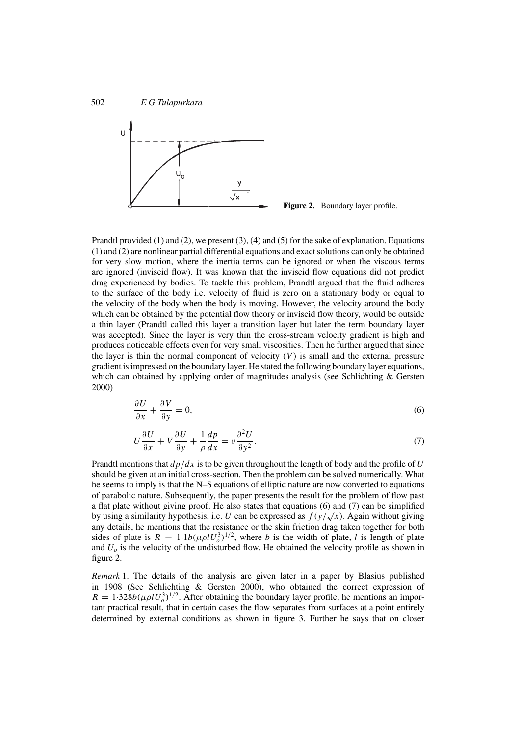Figure 2. Boundary layer profile.

Prandtl provided (1) and (2), we present (3), (4) and (5) for the sake of explanation. Equations (1) and (2) are nonlinear partial differential equations and exact solutions can only be obtained for very slow motion, where the inertia terms can be ignored or when the viscous terms are ignored (inviscid flow). It was known that the inviscid flow equations did not predict drag experienced by bodies. To tackle this problem, Prandtl argued that the fluid adheres to the surface of the body i.e. velocity of fluid is zero on a stationary body or equal to the velocity of the body when the body is moving. However, the velocity around the body which can be obtained by the potential flow theory or inviscid flow theory, would be outside a thin layer (Prandtl called this layer a transition layer but later the term boundary layer was accepted). Since the layer is very thin the cross-stream velocity gradient is high and produces noticeable effects even for very small viscosities. Then he further argued that since the layer is thin the normal component of velocity ($V$) is small and the external pressure gradient is impressed on the boundary layer. He stated the following boundary layer equations, which can obtained by applying order of magnitudes analysis (see Schlichting & Gersten 2000)

$$\frac{\partial U}{\partial x} + \frac{\partial V}{\partial y} = 0, \tag{6}$$

$$U\frac{\partial U}{\partial x} + V\frac{\partial U}{\partial y} + \frac{1}{\rho}\frac{dp}{dx} = \nu\frac{\partial^2 U}{\partial y^2}. \tag{7}$$

Prandtl mentions that $dp/dx$ is to be given throughout the length of body and the profile of $U$ should be given at an initial cross-section. Then the problem can be solved numerically. What he seems to imply is that the N–S equations of elliptic nature are now converted to equations of parabolic nature. Subsequently, the paper presents the result for the problem of flow past a flat plate without giving proof. He also states that equations (6) and (7) can be simplified by using a similarity hypothesis, i.e. $U$ can be expressed as $f(y/\sqrt{x})$. Again without giving any details, he mentions that the resistance or the skin friction drag taken together for both sides of plate is $R = 1{\cdot}1b(\mu\rho l U_o^3)^{1/2}$, where $b$ is the width of plate, $l$ is length of plate and $U_o$ is the velocity of the undisturbed flow. He obtained the velocity profile as shown in figure 2.

*Remark* 1. The details of the analysis are given later in a paper by Blasius published in 1908 (See Schlichting & Gersten 2000), who obtained the correct expression of $R = 1{\cdot}328b(\mu\rho l U_o^3)^{1/2}$. After obtaining the boundary layer profile, he mentions an important practical result, that in certain cases the flow separates from surfaces at a point entirely determined by external conditions as shown in figure 3. Further he says that on closer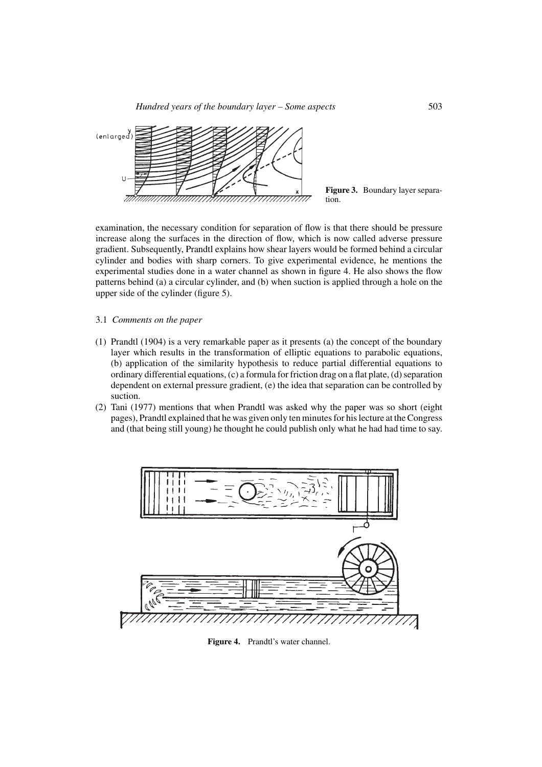**Figure 3.** Boundary layer separation.

examination, the necessary condition for separation of flow is that there should be pressure increase along the surfaces in the direction of flow, which is now called adverse pressure gradient. Subsequently, Prandtl explains how shear layers would be formed behind a circular cylinder and bodies with sharp corners. To give experimental evidence, he mentions the experimental studies done in a water channel as shown in figure 4. He also shows the flow patterns behind (a) a circular cylinder, and (b) when suction is applied through a hole on the upper side of the cylinder (figure 5).

### 3.1 *Comments on the paper*

(1) Prandtl (1904) is a very remarkable paper as it presents (a) the concept of the boundary layer which results in the transformation of elliptic equations to parabolic equations, (b) application of the similarity hypothesis to reduce partial differential equations to ordinary differential equations, (c) a formula for friction drag on a flat plate, (d) separation dependent on external pressure gradient, (e) the idea that separation can be controlled by suction.

(2) Tani (1977) mentions that when Prandtl was asked why the paper was so short (eight pages), Prandtl explained that he was given only ten minutes for his lecture at the Congress and (that being still young) he thought he could publish only what he had had time to say.

**Figure 4.** Prandtl's water channel.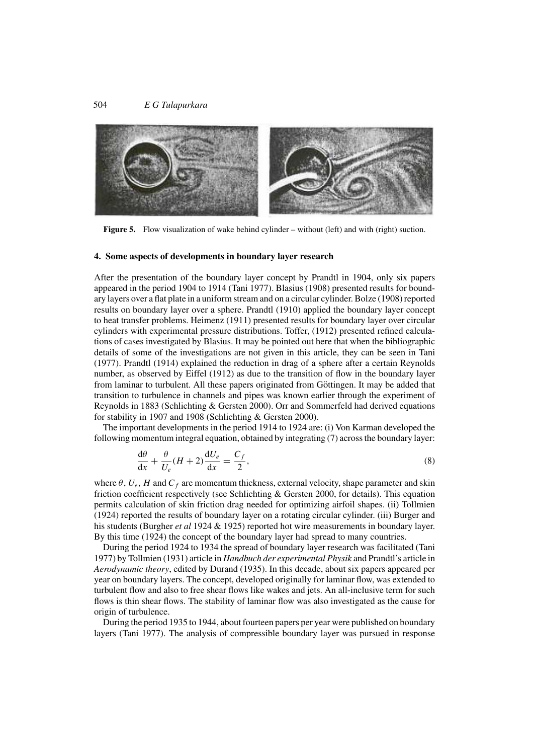**Figure 5.** Flow visualization of wake behind cylinder – without (left) and with (right) suction.

## 4. Some aspects of developments in boundary layer research

After the presentation of the boundary layer concept by Prandtl in 1904, only six papers appeared in the period 1904 to 1914 (Tani 1977). Blasius (1908) presented results for boundary layers over a flat plate in a uniform stream and on a circular cylinder. Bolze (1908) reported results on boundary layer over a sphere. Prandtl (1910) applied the boundary layer concept to heat transfer problems. Heimenz (1911) presented results for boundary layer over circular cylinders with experimental pressure distributions. Toffer, (1912) presented refined calculations of cases investigated by Blasius. It may be pointed out here that when the bibliographic details of some of the investigations are not given in this article, they can be seen in Tani (1977). Prandtl (1914) explained the reduction in drag of a sphere after a certain Reynolds number, as observed by Eiffel (1912) as due to the transition of flow in the boundary layer from laminar to turbulent. All these papers originated from Göttingen. It may be added that transition to turbulence in channels and pipes was known earlier through the experiment of Reynolds in 1883 (Schlichting & Gersten 2000). Orr and Sommerfeld had derived equations for stability in 1907 and 1908 (Schlichting & Gersten 2000).

The important developments in the period 1914 to 1924 are: (i) Von Karman developed the following momentum integral equation, obtained by integrating (7) across the boundary layer:

$$\frac{\mathrm{d}\theta}{\mathrm{d}x} + \frac{\theta}{U_e}(H+2)\frac{\mathrm{d}U_e}{\mathrm{d}x} = \frac{C_f}{2}, \tag{8}$$

where $\theta$, $U_e$, $H$ and $C_f$ are momentum thickness, external velocity, shape parameter and skin friction coefficient respectively (see Schlichting & Gersten 2000, for details). This equation permits calculation of skin friction drag needed for optimizing airfoil shapes. (ii) Tollmien (1924) reported the results of boundary layer on a rotating circular cylinder. (iii) Burger and his students (Burgher *et al* 1924 & 1925) reported hot wire measurements in boundary layer. By this time (1924) the concept of the boundary layer had spread to many countries.

During the period 1924 to 1934 the spread of boundary layer research was facilitated (Tani 1977) by Tollmien (1931) article in *Handbuch der experimental Physik* and Prandtl's article in *Aerodynamic theory*, edited by Durand (1935). In this decade, about six papers appeared per year on boundary layers. The concept, developed originally for laminar flow, was extended to turbulent flow and also to free shear flows like wakes and jets. An all-inclusive term for such flows is thin shear flows. The stability of laminar flow was also investigated as the cause for origin of turbulence.

During the period 1935 to 1944, about fourteen papers per year were published on boundary layers (Tani 1977). The analysis of compressible boundary layer was pursued in response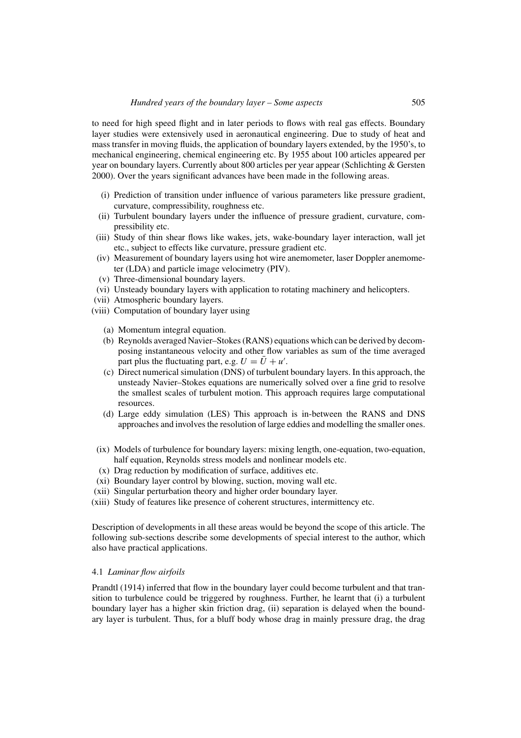to need for high speed flight and in later periods to flows with real gas effects. Boundary layer studies were extensively used in aeronautical engineering. Due to study of heat and mass transfer in moving fluids, the application of boundary layers extended, by the 1950's, to mechanical engineering, chemical engineering etc. By 1955 about 100 articles appeared per year on boundary layers. Currently about 800 articles per year appear (Schlichting & Gersten 2000). Over the years significant advances have been made in the following areas.

- (i) Prediction of transition under influence of various parameters like pressure gradient, curvature, compressibility, roughness etc.
- (ii) Turbulent boundary layers under the influence of pressure gradient, curvature, compressibility etc.
- (iii) Study of thin shear flows like wakes, jets, wake-boundary layer interaction, wall jet etc., subject to effects like curvature, pressure gradient etc.
- (iv) Measurement of boundary layers using hot wire anemometer, laser Doppler anemometer (LDA) and particle image velocimetry (PIV).
- (v) Three-dimensional boundary layers.
- (vi) Unsteady boundary layers with application to rotating machinery and helicopters.
- (vii) Atmospheric boundary layers.
- (viii) Computation of boundary layer using
  - (a) Momentum integral equation.
  - (b) Reynolds averaged Navier–Stokes (RANS) equations which can be derived by decomposing instantaneous velocity and other flow variables as sum of the time averaged part plus the fluctuating part, e.g. $U = \bar{U} + u'$.
  - (c) Direct numerical simulation (DNS) of turbulent boundary layers. In this approach, the unsteady Navier–Stokes equations are numerically solved over a fine grid to resolve the smallest scales of turbulent motion. This approach requires large computational resources.
  - (d) Large eddy simulation (LES) This approach is in-between the RANS and DNS approaches and involves the resolution of large eddies and modelling the smaller ones.
- (ix) Models of turbulence for boundary layers: mixing length, one-equation, two-equation, half equation, Reynolds stress models and nonlinear models etc.
- (x) Drag reduction by modification of surface, additives etc.
- (xi) Boundary layer control by blowing, suction, moving wall etc.
- (xii) Singular perturbation theory and higher order boundary layer.
- (xiii) Study of features like presence of coherent structures, intermittency etc.

Description of developments in all these areas would be beyond the scope of this article. The following sub-sections describe some developments of special interest to the author, which also have practical applications.

### 4.1 *Laminar flow airfoils*

Prandtl (1914) inferred that flow in the boundary layer could become turbulent and that transition to turbulence could be triggered by roughness. Further, he learnt that (i) a turbulent boundary layer has a higher skin friction drag, (ii) separation is delayed when the boundary layer is turbulent. Thus, for a bluff body whose drag in mainly pressure drag, the drag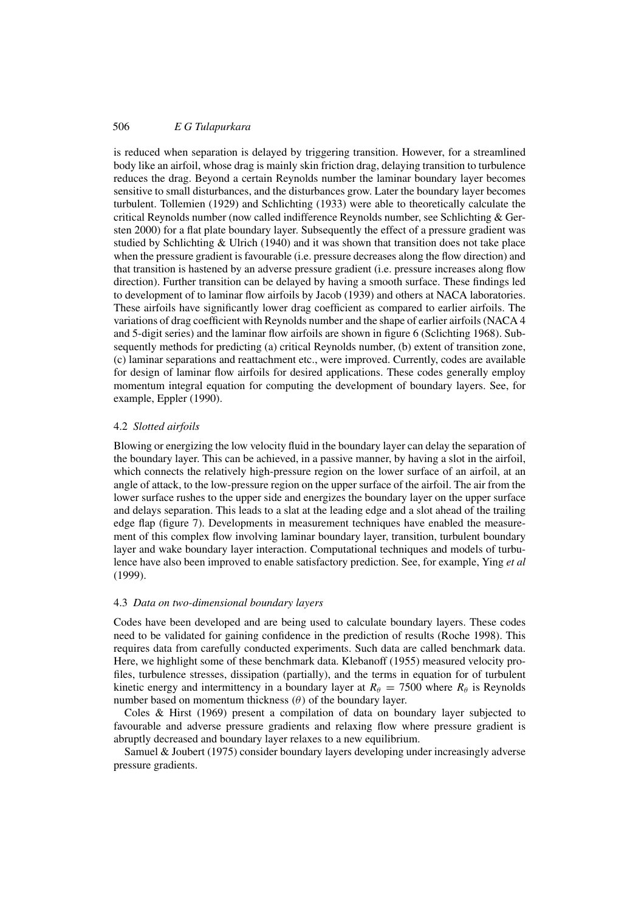is reduced when separation is delayed by triggering transition. However, for a streamlined body like an airfoil, whose drag is mainly skin friction drag, delaying transition to turbulence reduces the drag. Beyond a certain Reynolds number the laminar boundary layer becomes sensitive to small disturbances, and the disturbances grow. Later the boundary layer becomes turbulent. Tollemien (1929) and Schlichting (1933) were able to theoretically calculate the critical Reynolds number (now called indifference Reynolds number, see Schlichting & Gersten 2000) for a flat plate boundary layer. Subsequently the effect of a pressure gradient was studied by Schlichting & Ulrich (1940) and it was shown that transition does not take place when the pressure gradient is favourable (i.e. pressure decreases along the flow direction) and that transition is hastened by an adverse pressure gradient (i.e. pressure increases along flow direction). Further transition can be delayed by having a smooth surface. These findings led to development of to laminar flow airfoils by Jacob (1939) and others at NACA laboratories. These airfoils have significantly lower drag coefficient as compared to earlier airfoils. The variations of drag coefficient with Reynolds number and the shape of earlier airfoils (NACA 4 and 5-digit series) and the laminar flow airfoils are shown in figure 6 (Sclichting 1968). Subsequently methods for predicting (a) critical Reynolds number, (b) extent of transition zone, (c) laminar separations and reattachment etc., were improved. Currently, codes are available for design of laminar flow airfoils for desired applications. These codes generally employ momentum integral equation for computing the development of boundary layers. See, for example, Eppler (1990).

### 4.2 *Slotted airfoils*

Blowing or energizing the low velocity fluid in the boundary layer can delay the separation of the boundary layer. This can be achieved, in a passive manner, by having a slot in the airfoil, which connects the relatively high-pressure region on the lower surface of an airfoil, at an angle of attack, to the low-pressure region on the upper surface of the airfoil. The air from the lower surface rushes to the upper side and energizes the boundary layer on the upper surface and delays separation. This leads to a slat at the leading edge and a slot ahead of the trailing edge flap (figure 7). Developments in measurement techniques have enabled the measurement of this complex flow involving laminar boundary layer, transition, turbulent boundary layer and wake boundary layer interaction. Computational techniques and models of turbulence have also been improved to enable satisfactory prediction. See, for example, Ying *et al* (1999).

### 4.3 *Data on two-dimensional boundary layers*

Codes have been developed and are being used to calculate boundary layers. These codes need to be validated for gaining confidence in the prediction of results (Roche 1998). This requires data from carefully conducted experiments. Such data are called benchmark data. Here, we highlight some of these benchmark data. Klebanoff (1955) measured velocity profiles, turbulence stresses, dissipation (partially), and the terms in equation for of turbulent kinetic energy and intermittency in a boundary layer at $R_\theta = 7500$ where $R_\theta$ is Reynolds number based on momentum thickness ($\theta$) of the boundary layer.

Coles & Hirst (1969) present a compilation of data on boundary layer subjected to favourable and adverse pressure gradients and relaxing flow where pressure gradient is abruptly decreased and boundary layer relaxes to a new equilibrium.

Samuel & Joubert (1975) consider boundary layers developing under increasingly adverse pressure gradients.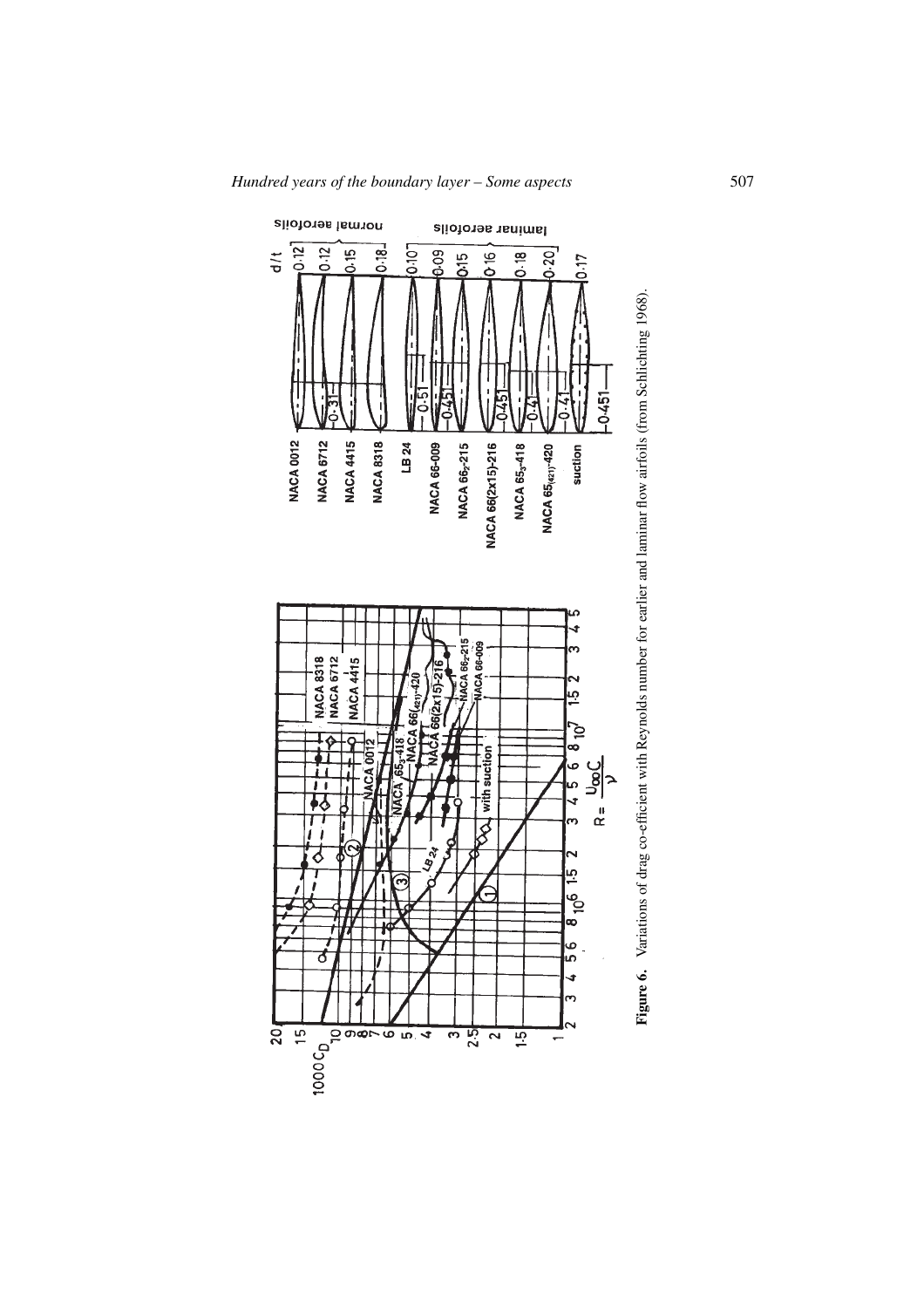**Figure 6.** Variations of drag co-efficient with Reynolds number for earlier and laminar flow airfoils (from Schlichting 1968).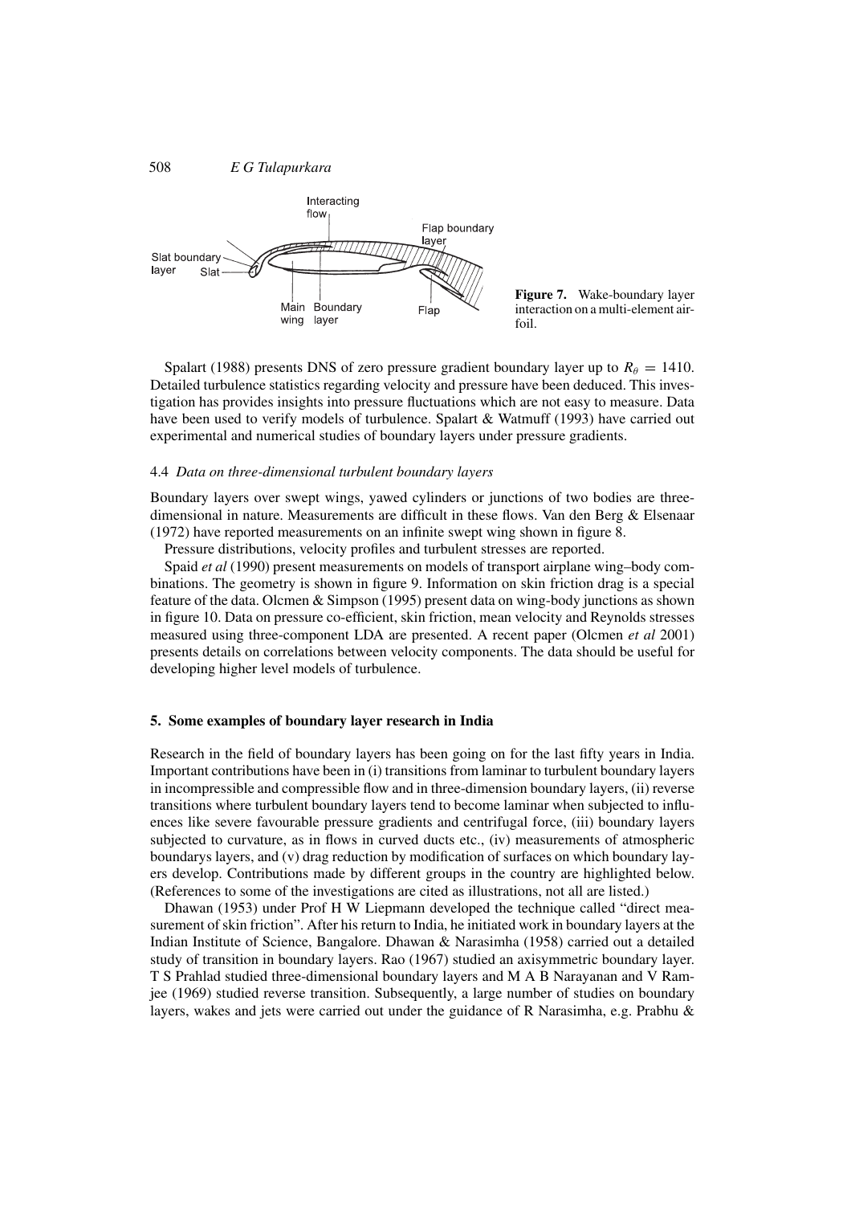Figure 7. Wake-boundary layer interaction on a multi-element airfoil.

Spalart (1988) presents DNS of zero pressure gradient boundary layer up to $R_\theta = 1410$. Detailed turbulence statistics regarding velocity and pressure have been deduced. This investigation has provides insights into pressure fluctuations which are not easy to measure. Data have been used to verify models of turbulence. Spalart & Watmuff (1993) have carried out experimental and numerical studies of boundary layers under pressure gradients.

### 4.4 *Data on three-dimensional turbulent boundary layers*

Boundary layers over swept wings, yawed cylinders or junctions of two bodies are three-dimensional in nature. Measurements are difficult in these flows. Van den Berg & Elsenaar (1972) have reported measurements on an infinite swept wing shown in figure 8.

Pressure distributions, velocity profiles and turbulent stresses are reported.

Spaid *et al* (1990) present measurements on models of transport airplane wing–body combinations. The geometry is shown in figure 9. Information on skin friction drag is a special feature of the data. Olcmen & Simpson (1995) present data on wing-body junctions as shown in figure 10. Data on pressure co-efficient, skin friction, mean velocity and Reynolds stresses measured using three-component LDA are presented. A recent paper (Olcmen *et al* 2001) presents details on correlations between velocity components. The data should be useful for developing higher level models of turbulence.

## 5. Some examples of boundary layer research in India

Research in the field of boundary layers has been going on for the last fifty years in India. Important contributions have been in (i) transitions from laminar to turbulent boundary layers in incompressible and compressible flow and in three-dimension boundary layers, (ii) reverse transitions where turbulent boundary layers tend to become laminar when subjected to influences like severe favourable pressure gradients and centrifugal force, (iii) boundary layers subjected to curvature, as in flows in curved ducts etc., (iv) measurements of atmospheric boundarys layers, and (v) drag reduction by modification of surfaces on which boundary layers develop. Contributions made by different groups in the country are highlighted below. (References to some of the investigations are cited as illustrations, not all are listed.)

Dhawan (1953) under Prof H W Liepmann developed the technique called "direct measurement of skin friction". After his return to India, he initiated work in boundary layers at the Indian Institute of Science, Bangalore. Dhawan & Narasimha (1958) carried out a detailed study of transition in boundary layers. Rao (1967) studied an axisymmetric boundary layer. T S Prahlad studied three-dimensional boundary layers and M A B Narayanan and V Ramjee (1969) studied reverse transition. Subsequently, a large number of studies on boundary layers, wakes and jets were carried out under the guidance of R Narasimha, e.g. Prabhu &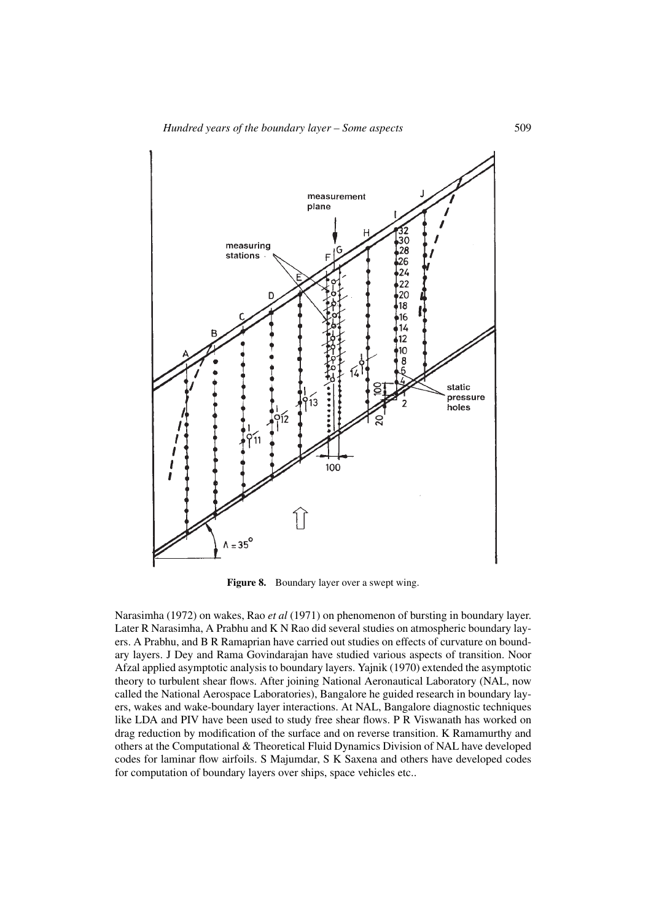**Figure 8.** Boundary layer over a swept wing.

Narasimha (1972) on wakes, Rao *et al* (1971) on phenomenon of bursting in boundary layer. Later R Narasimha, A Prabhu and K N Rao did several studies on atmospheric boundary layers. A Prabhu, and B R Ramaprian have carried out studies on effects of curvature on boundary layers. J Dey and Rama Govindarajan have studied various aspects of transition. Noor Afzal applied asymptotic analysis to boundary layers. Yajnik (1970) extended the asymptotic theory to turbulent shear flows. After joining National Aeronautical Laboratory (NAL, now called the National Aerospace Laboratories), Bangalore he guided research in boundary layers, wakes and wake-boundary layer interactions. At NAL, Bangalore diagnostic techniques like LDA and PIV have been used to study free shear flows. P R Viswanath has worked on drag reduction by modification of the surface and on reverse transition. K Ramamurthy and others at the Computational & Theoretical Fluid Dynamics Division of NAL have developed codes for laminar flow airfoils. S Majumdar, S K Saxena and others have developed codes for computation of boundary layers over ships, space vehicles etc..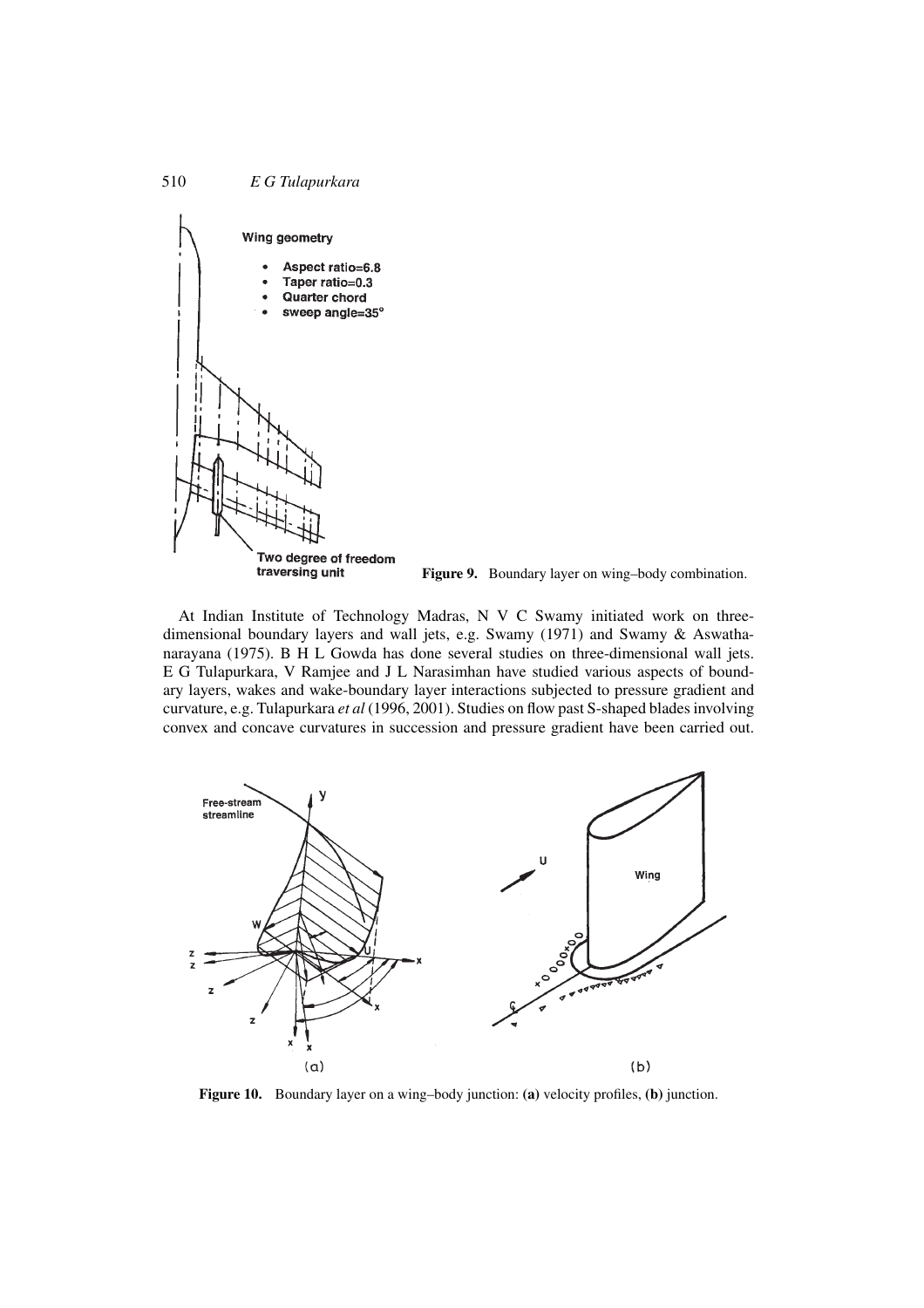Wing geometry

- Aspect ratio=6.8
- Taper ratio=0.3
- Quarter chord
- sweep angle=35°

Two degree of freedom traversing unit

**Figure 9.** Boundary layer on wing–body combination.

At Indian Institute of Technology Madras, N V C Swamy initiated work on three-dimensional boundary layers and wall jets, e.g. Swamy (1971) and Swamy & Aswathanarayana (1975). B H L Gowda has done several studies on three-dimensional wall jets. E G Tulapurkara, V Ramjee and J L Narasimhan have studied various aspects of boundary layers, wakes and wake-boundary layer interactions subjected to pressure gradient and curvature, e.g. Tulapurkara *et al* (1996, 2001). Studies on flow past S-shaped blades involving convex and concave curvatures in succession and pressure gradient have been carried out.

**Figure 10.** Boundary layer on a wing–body junction: **(a)** velocity profiles, **(b)** junction.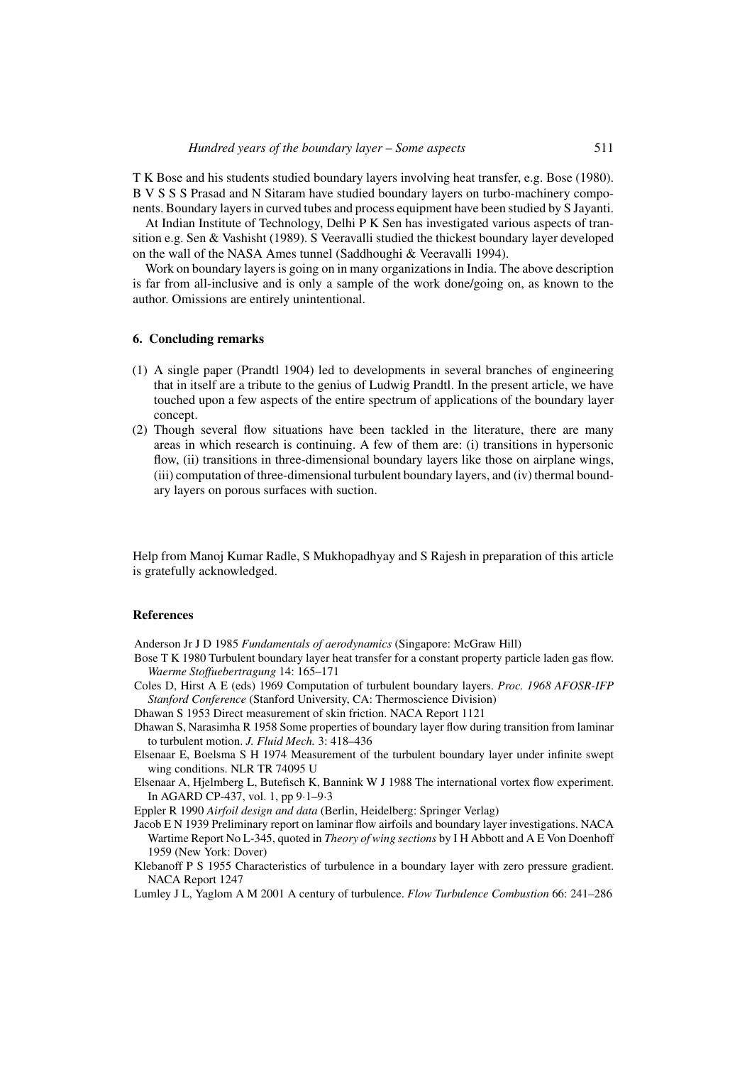T K Bose and his students studied boundary layers involving heat transfer, e.g. Bose (1980). B V S S S Prasad and N Sitaram have studied boundary layers on turbo-machinery components. Boundary layers in curved tubes and process equipment have been studied by S Jayanti.

At Indian Institute of Technology, Delhi P K Sen has investigated various aspects of transition e.g. Sen & Vashisht (1989). S Veeravalli studied the thickest boundary layer developed on the wall of the NASA Ames tunnel (Saddhoughi & Veeravalli 1994).

Work on boundary layers is going on in many organizations in India. The above description is far from all-inclusive and is only a sample of the work done/going on, as known to the author. Omissions are entirely unintentional.

## 6. Concluding remarks

(1) A single paper (Prandtl 1904) led to developments in several branches of engineering that in itself are a tribute to the genius of Ludwig Prandtl. In the present article, we have touched upon a few aspects of the entire spectrum of applications of the boundary layer concept.

(2) Though several flow situations have been tackled in the literature, there are many areas in which research is continuing. A few of them are: (i) transitions in hypersonic flow, (ii) transitions in three-dimensional boundary layers like those on airplane wings, (iii) computation of three-dimensional turbulent boundary layers, and (iv) thermal boundary layers on porous surfaces with suction.

Help from Manoj Kumar Radle, S Mukhopadhyay and S Rajesh in preparation of this article is gratefully acknowledged.

## References

Anderson Jr J D 1985 *Fundamentals of aerodynamics* (Singapore: McGraw Hill)

Bose T K 1980 Turbulent boundary layer heat transfer for a constant property particle laden gas flow. *Waerme Stoffuebertragung* 14: 165–171

Coles D, Hirst A E (eds) 1969 Computation of turbulent boundary layers. *Proc. 1968 AFOSR-IFP Stanford Conference* (Stanford University, CA: Thermoscience Division)

Dhawan S 1953 Direct measurement of skin friction. NACA Report 1121

Dhawan S, Narasimha R 1958 Some properties of boundary layer flow during transition from laminar to turbulent motion. *J. Fluid Mech.* 3: 418–436

Elsenaar E, Boelsma S H 1974 Measurement of the turbulent boundary layer under infinite swept wing conditions. NLR TR 74095 U

Elsenaar A, Hjelmberg L, Butefisch K, Bannink W J 1988 The international vortex flow experiment. In AGARD CP-437, vol. 1, pp 9·1–9·3

Eppler R 1990 *Airfoil design and data* (Berlin, Heidelberg: Springer Verlag)

Jacob E N 1939 Preliminary report on laminar flow airfoils and boundary layer investigations. NACA Wartime Report No L-345, quoted in *Theory of wing sections* by I H Abbott and A E Von Doenhoff 1959 (New York: Dover)

Klebanoff P S 1955 Characteristics of turbulence in a boundary layer with zero pressure gradient. NACA Report 1247

Lumley J L, Yaglom A M 2001 A century of turbulence. *Flow Turbulence Combustion* 66: 241–286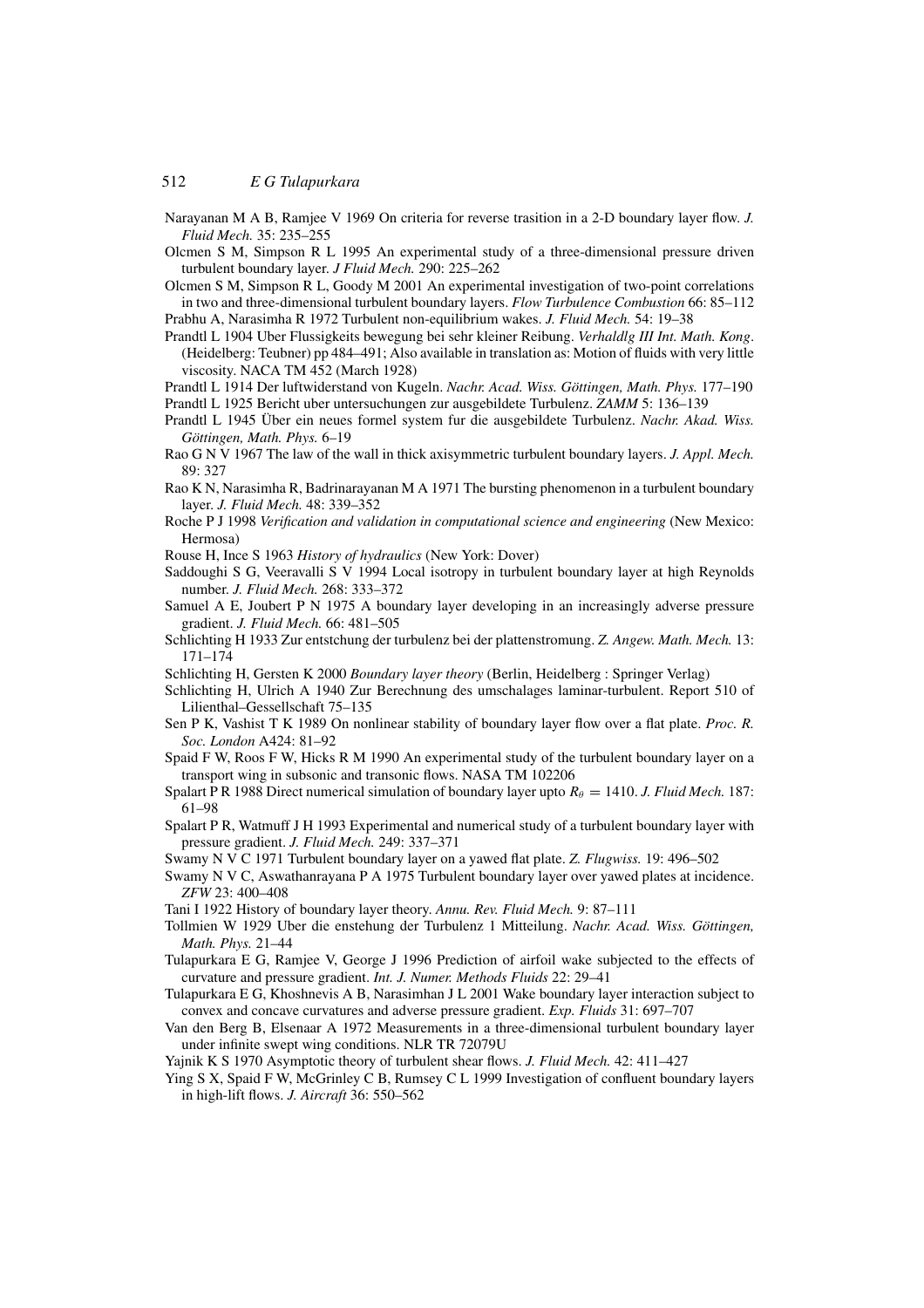Narayanan M A B, Ramjee V 1969 On criteria for reverse trasition in a 2-D boundary layer flow. *J. Fluid Mech.* 35: 235–255

Olcmen S M, Simpson R L 1995 An experimental study of a three-dimensional pressure driven turbulent boundary layer. *J Fluid Mech.* 290: 225–262

Olcmen S M, Simpson R L, Goody M 2001 An experimental investigation of two-point correlations in two and three-dimensional turbulent boundary layers. *Flow Turbulence Combustion* 66: 85–112

Prabhu A, Narasimha R 1972 Turbulent non-equilibrium wakes. *J. Fluid Mech.* 54: 19–38

Prandtl L 1904 Uber Flussigkeits bewegung bei sehr kleiner Reibung. *Verhaldlg III Int. Math. Kong*. (Heidelberg: Teubner) pp 484–491; Also available in translation as: Motion of fluids with very little viscosity. NACA TM 452 (March 1928)

Prandtl L 1914 Der luftwiderstand von Kugeln. *Nachr. Acad. Wiss. Göttingen, Math. Phys.* 177–190

Prandtl L 1925 Bericht uber untersuchungen zur ausgebildete Turbulenz. *ZAMM* 5: 136–139

Prandtl L 1945 Über ein neues formel system fur die ausgebildete Turbulenz. *Nachr. Akad. Wiss. Göttingen, Math. Phys.* 6–19

Rao G N V 1967 The law of the wall in thick axisymmetric turbulent boundary layers. *J. Appl. Mech.* 89: 327

Rao K N, Narasimha R, Badrinarayanan M A 1971 The bursting phenomenon in a turbulent boundary layer. *J. Fluid Mech.* 48: 339–352

Roche P J 1998 *Verification and validation in computational science and engineering* (New Mexico: Hermosa)

Rouse H, Ince S 1963 *History of hydraulics* (New York: Dover)

Saddoughi S G, Veeravalli S V 1994 Local isotropy in turbulent boundary layer at high Reynolds number. *J. Fluid Mech.* 268: 333–372

Samuel A E, Joubert P N 1975 A boundary layer developing in an increasingly adverse pressure gradient. *J. Fluid Mech.* 66: 481–505

Schlichting H 1933 Zur entstchung der turbulenz bei der plattenstromung. *Z. Angew. Math. Mech.* 13: 171–174

Schlichting H, Gersten K 2000 *Boundary layer theory* (Berlin, Heidelberg : Springer Verlag)

Schlichting H, Ulrich A 1940 Zur Berechnung des umschalages laminar-turbulent. Report 510 of Lilienthal–Gessellschaft 75–135

Sen P K, Vashist T K 1989 On nonlinear stability of boundary layer flow over a flat plate. *Proc. R. Soc. London* A424: 81–92

Spaid F W, Roos F W, Hicks R M 1990 An experimental study of the turbulent boundary layer on a transport wing in subsonic and transonic flows. NASA TM 102206

Spalart P R 1988 Direct numerical simulation of boundary layer upto $R_\theta = 1410$. *J. Fluid Mech.* 187: 61–98

Spalart P R, Watmuff J H 1993 Experimental and numerical study of a turbulent boundary layer with pressure gradient. *J. Fluid Mech.* 249: 337–371

Swamy N V C 1971 Turbulent boundary layer on a yawed flat plate. *Z. Flugwiss.* 19: 496–502

Swamy N V C, Aswathanrayana P A 1975 Turbulent boundary layer over yawed plates at incidence. *ZFW* 23: 400–408

Tani I 1922 History of boundary layer theory. *Annu. Rev. Fluid Mech.* 9: 87–111

Tollmien W 1929 Uber die enstehung der Turbulenz 1 Mitteilung. *Nachr. Acad. Wiss. Göttingen, Math. Phys.* 21–44

Tulapurkara E G, Ramjee V, George J 1996 Prediction of airfoil wake subjected to the effects of curvature and pressure gradient. *Int. J. Numer. Methods Fluids* 22: 29–41

Tulapurkara E G, Khoshnevis A B, Narasimhan J L 2001 Wake boundary layer interaction subject to convex and concave curvatures and adverse pressure gradient. *Exp. Fluids* 31: 697–707

Van den Berg B, Elsenaar A 1972 Measurements in a three-dimensional turbulent boundary layer under infinite swept wing conditions. NLR TR 72079U

Yajnik K S 1970 Asymptotic theory of turbulent shear flows. *J. Fluid Mech.* 42: 411–427

Ying S X, Spaid F W, McGrinley C B, Rumsey C L 1999 Investigation of confluent boundary layers in high-lift flows. *J. Aircraft* 36: 550–562